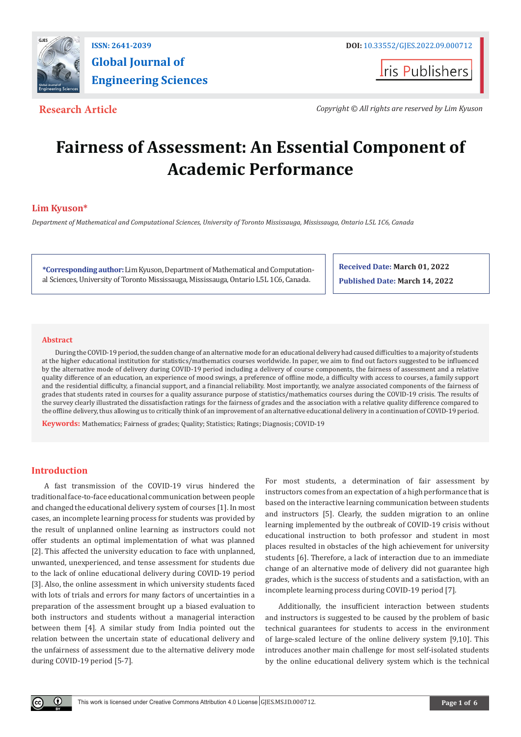ISSN: 2641-2039

DOI: 10.33552/GJES.2022.09.000712

**Global Journal of Engineering Sciences**

Iris Publishers

**Research Article**

*Copyright © All rights are reserved by Lim Kyuson*

# Fairness of Assessment: An Essential Component of Academic Performance

**Lim Kyuson***

*Department of Mathematical and Computational Sciences, University of Toronto Mississauga, Mississauga, Ontario L5L 1C6, Canada*

**\*Corresponding author:** Lim Kyuson, Department of Mathematical and Computational Sciences, University of Toronto Mississauga, Mississauga, Ontario L5L 1C6, Canada.

**Received Date:** March 01, 2022

**Published Date:** March 14, 2022

## Abstract

During the COVID-19 period, the sudden change of an alternative mode for an educational delivery had caused difficulties to a majority of students at the higher educational institution for statistics/mathematics courses worldwide. In paper, we aim to find out factors suggested to be influenced by the alternative mode of delivery during COVID-19 period including a delivery of course components, the fairness of assessment and a relative quality difference of an education, an experience of mood swings, a preference of offline mode, a difficulty with access to courses, a family support and the residential difficulty, a financial support, and a financial reliability. Most importantly, we analyze associated components of the fairness of grades that students rated in courses for a quality assurance purpose of statistics/mathematics courses during the COVID-19 crisis. The results of the survey clearly illustrated the dissatisfaction ratings for the fairness of grades and the association with a relative quality difference compared to the offline delivery, thus allowing us to critically think of an improvement of an alternative educational delivery in a continuation of COVID-19 period.

**Keywords:** Mathematics; Fairness of grades; Quality; Statistics; Ratings; Diagnosis; COVID-19

## Introduction

A fast transmission of the COVID-19 virus hindered the traditional face-to-face educational communication between people and changed the educational delivery system of courses [1]. In most cases, an incomplete learning process for students was provided by the result of unplanned online learning as instructors could not offer students an optimal implementation of what was planned [2]. This affected the university education to face with unplanned, unwanted, unexperienced, and tense assessment for students due to the lack of online educational delivery during COVID-19 period [3]. Also, the online assessment in which university students faced with lots of trials and errors for many factors of uncertainties in a preparation of the assessment brought up a biased evaluation to both instructors and students without a managerial interaction between them [4]. A similar study from India pointed out the relation between the uncertain state of educational delivery and the unfairness of assessment due to the alternative delivery mode during COVID-19 period [5-7].

For most students, a determination of fair assessment by instructors comes from an expectation of a high performance that is based on the interactive learning communication between students and instructors [5]. Clearly, the sudden migration to an online learning implemented by the outbreak of COVID-19 crisis without educational instruction to both professor and student in most places resulted in obstacles of the high achievement for university students [6]. Therefore, a lack of interaction due to an immediate change of an alternative mode of delivery did not guarantee high grades, which is the success of students and a satisfaction, with an incomplete learning process during COVID-19 period [7].

Additionally, the insufficient interaction between students and instructors is suggested to be caused by the problem of basic technical guarantees for students to access in the environment of large-scaled lecture of the online delivery system [9,10]. This introduces another main challenge for most self-isolated students by the online educational delivery system which is the technical

This work is licensed under Creative Commons Attribution 4.0 License GJES.MS.ID.000712.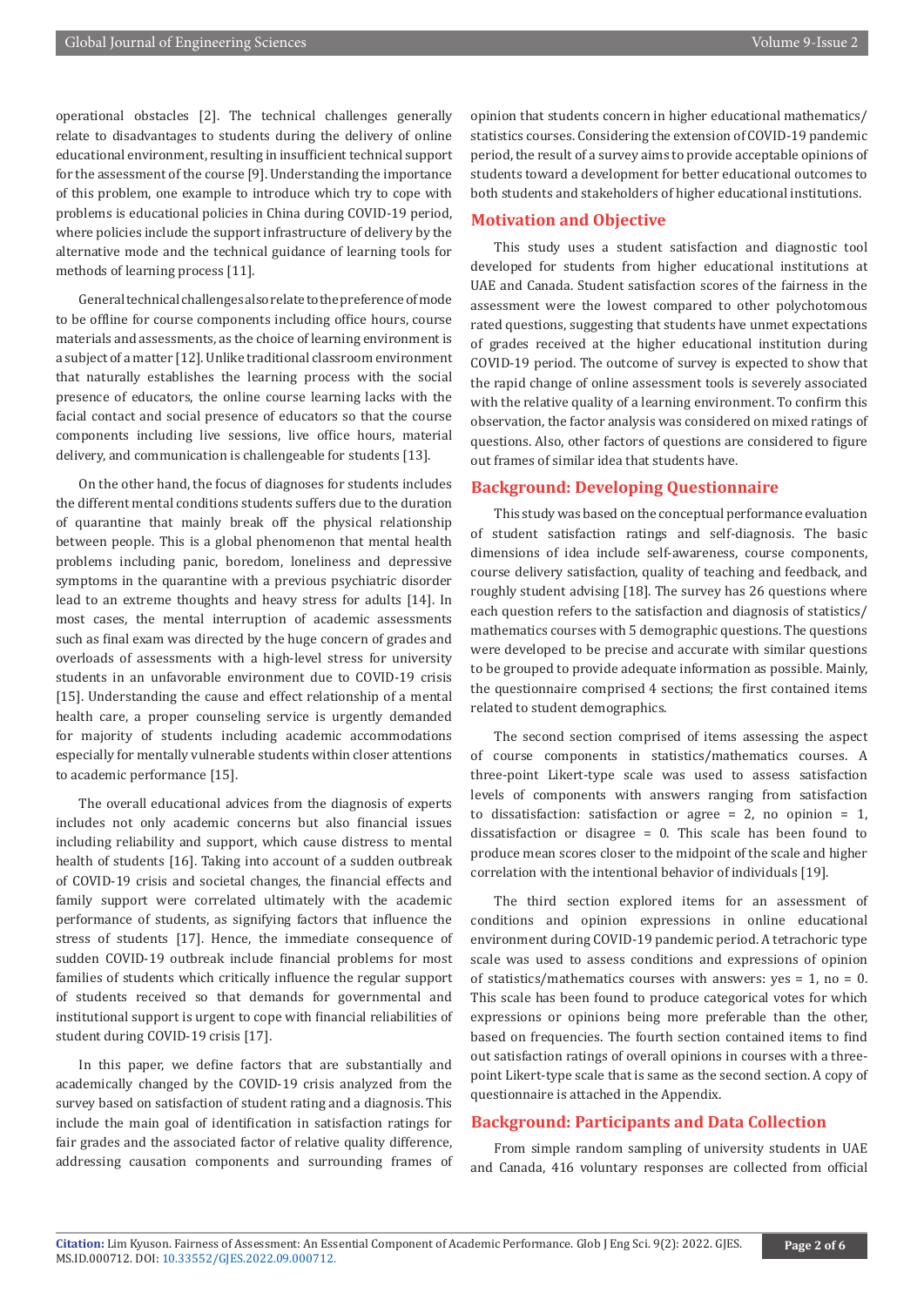operational obstacles [2]. The technical challenges generally relate to disadvantages to students during the delivery of online educational environment, resulting in insufficient technical support for the assessment of the course [9]. Understanding the importance of this problem, one example to introduce which try to cope with problems is educational policies in China during COVID-19 period, where policies include the support infrastructure of delivery by the alternative mode and the technical guidance of learning tools for methods of learning process [11].

General technical challenges also relate to the preference of mode to be offline for course components including office hours, course materials and assessments, as the choice of learning environment is a subject of a matter [12]. Unlike traditional classroom environment that naturally establishes the learning process with the social presence of educators, the online course learning lacks with the facial contact and social presence of educators so that the course components including live sessions, live office hours, material delivery, and communication is challengeable for students [13].

On the other hand, the focus of diagnoses for students includes the different mental conditions students suffers due to the duration of quarantine that mainly break off the physical relationship between people. This is a global phenomenon that mental health problems including panic, boredom, loneliness and depressive symptoms in the quarantine with a previous psychiatric disorder lead to an extreme thoughts and heavy stress for adults [14]. In most cases, the mental interruption of academic assessments such as final exam was directed by the huge concern of grades and overloads of assessments with a high-level stress for university students in an unfavorable environment due to COVID-19 crisis [15]. Understanding the cause and effect relationship of a mental health care, a proper counseling service is urgently demanded for majority of students including academic accommodations especially for mentally vulnerable students within closer attentions to academic performance [15].

The overall educational advices from the diagnosis of experts includes not only academic concerns but also financial issues including reliability and support, which cause distress to mental health of students [16]. Taking into account of a sudden outbreak of COVID-19 crisis and societal changes, the financial effects and family support were correlated ultimately with the academic performance of students, as signifying factors that influence the stress of students [17]. Hence, the immediate consequence of sudden COVID-19 outbreak include financial problems for most families of students which critically influence the regular support of students received so that demands for governmental and institutional support is urgent to cope with financial reliabilities of student during COVID-19 crisis [17].

In this paper, we define factors that are substantially and academically changed by the COVID-19 crisis analyzed from the survey based on satisfaction of student rating and a diagnosis. This include the main goal of identification in satisfaction ratings for fair grades and the associated factor of relative quality difference, addressing causation components and surrounding frames of opinion that students concern in higher educational mathematics/statistics courses. Considering the extension of COVID-19 pandemic period, the result of a survey aims to provide acceptable opinions of students toward a development for better educational outcomes to both students and stakeholders of higher educational institutions.

## Motivation and Objective

This study uses a student satisfaction and diagnostic tool developed for students from higher educational institutions at UAE and Canada. Student satisfaction scores of the fairness in the assessment were the lowest compared to other polychotomous rated questions, suggesting that students have unmet expectations of grades received at the higher educational institution during COVID-19 period. The outcome of survey is expected to show that the rapid change of online assessment tools is severely associated with the relative quality of a learning environment. To confirm this observation, the factor analysis was considered on mixed ratings of questions. Also, other factors of questions are considered to figure out frames of similar idea that students have.

## Background: Developing Questionnaire

This study was based on the conceptual performance evaluation of student satisfaction ratings and self-diagnosis. The basic dimensions of idea include self-awareness, course components, course delivery satisfaction, quality of teaching and feedback, and roughly student advising [18]. The survey has 26 questions where each question refers to the satisfaction and diagnosis of statistics/mathematics courses with 5 demographic questions. The questions were developed to be precise and accurate with similar questions to be grouped to provide adequate information as possible. Mainly, the questionnaire comprised 4 sections; the first contained items related to student demographics.

The second section comprised of items assessing the aspect of course components in statistics/mathematics courses. A three-point Likert-type scale was used to assess satisfaction levels of components with answers ranging from satisfaction to dissatisfaction: satisfaction or agree = 2, no opinion = 1, dissatisfaction or disagree = 0. This scale has been found to produce mean scores closer to the midpoint of the scale and higher correlation with the intentional behavior of individuals [19].

The third section explored items for an assessment of conditions and opinion expressions in online educational environment during COVID-19 pandemic period. A tetrachoric type scale was used to assess conditions and expressions of opinion of statistics/mathematics courses with answers: yes = 1, no = 0. This scale has been found to produce categorical votes for which expressions or opinions being more preferable than the other, based on frequencies. The fourth section contained items to find out satisfaction ratings of overall opinions in courses with a three-point Likert-type scale that is same as the second section. A copy of questionnaire is attached in the Appendix.

## Background: Participants and Data Collection

From simple random sampling of university students in UAE and Canada, 416 voluntary responses are collected from official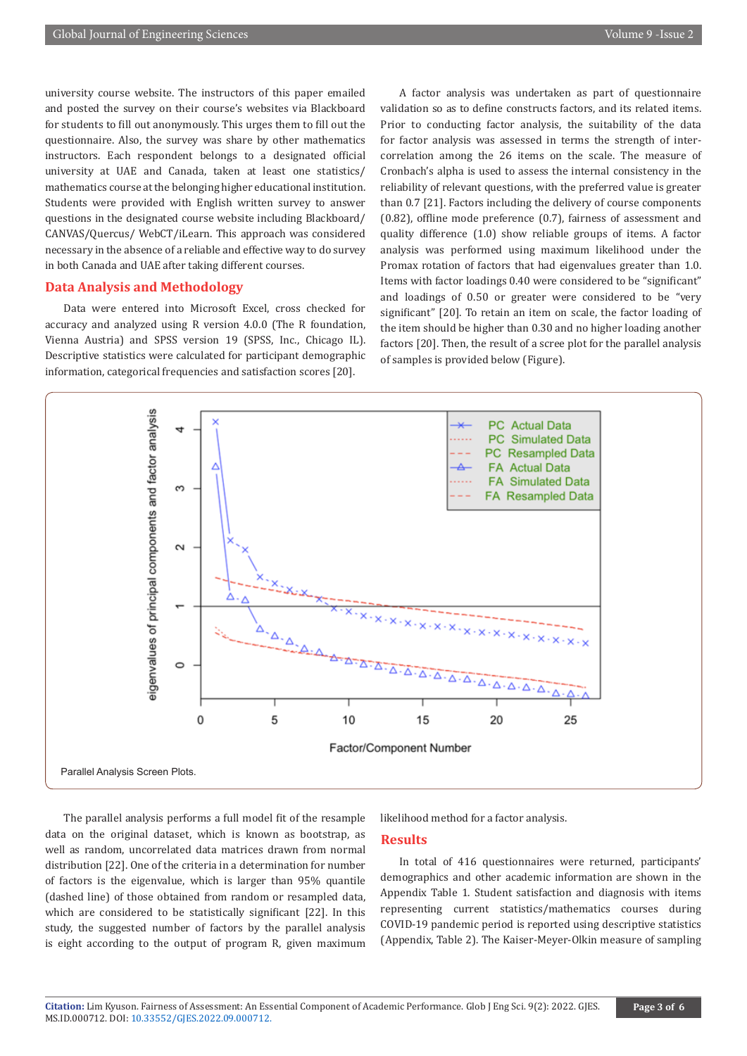university course website. The instructors of this paper emailed and posted the survey on their course's websites via Blackboard for students to fill out anonymously. This urges them to fill out the questionnaire. Also, the survey was share by other mathematics instructors. Each respondent belongs to a designated official university at UAE and Canada, taken at least one statistics/ mathematics course at the belonging higher educational institution. Students were provided with English written survey to answer questions in the designated course website including Blackboard/ CANVAS/Quercus/ WebCT/iLearn. This approach was considered necessary in the absence of a reliable and effective way to do survey in both Canada and UAE after taking different courses.

## Data Analysis and Methodology

Data were entered into Microsoft Excel, cross checked for accuracy and analyzed using R version 4.0.0 (The R foundation, Vienna Austria) and SPSS version 19 (SPSS, Inc., Chicago IL). Descriptive statistics were calculated for participant demographic information, categorical frequencies and satisfaction scores [20].

A factor analysis was undertaken as part of questionnaire validation so as to define constructs factors, and its related items. Prior to conducting factor analysis, the suitability of the data for factor analysis was assessed in terms the strength of inter-correlation among the 26 items on the scale. The measure of Cronbach's alpha is used to assess the internal consistency in the reliability of relevant questions, with the preferred value is greater than 0.7 [21]. Factors including the delivery of course components (0.82), offline mode preference (0.7), fairness of assessment and quality difference (1.0) show reliable groups of items. A factor analysis was performed using maximum likelihood under the Promax rotation of factors that had eigenvalues greater than 1.0. Items with factor loadings 0.40 were considered to be "significant" and loadings of 0.50 or greater were considered to be "very significant" [20]. To retain an item on scale, the factor loading of the item should be higher than 0.30 and no higher loading another factors [20]. Then, the result of a scree plot for the parallel analysis of samples is provided below (Figure).

Parallel Analysis Screen Plots.

The parallel analysis performs a full model fit of the resample data on the original dataset, which is known as bootstrap, as well as random, uncorrelated data matrices drawn from normal distribution [22]. One of the criteria in a determination for number of factors is the eigenvalue, which is larger than 95% quantile (dashed line) of those obtained from random or resampled data, which are considered to be statistically significant [22]. In this study, the suggested number of factors by the parallel analysis is eight according to the output of program R, given maximum likelihood method for a factor analysis.

## Results

In total of 416 questionnaires were returned, participants' demographics and other academic information are shown in the Appendix Table 1. Student satisfaction and diagnosis with items representing current statistics/mathematics courses during COVID-19 pandemic period is reported using descriptive statistics (Appendix, Table 2). The Kaiser-Meyer-Olkin measure of sampling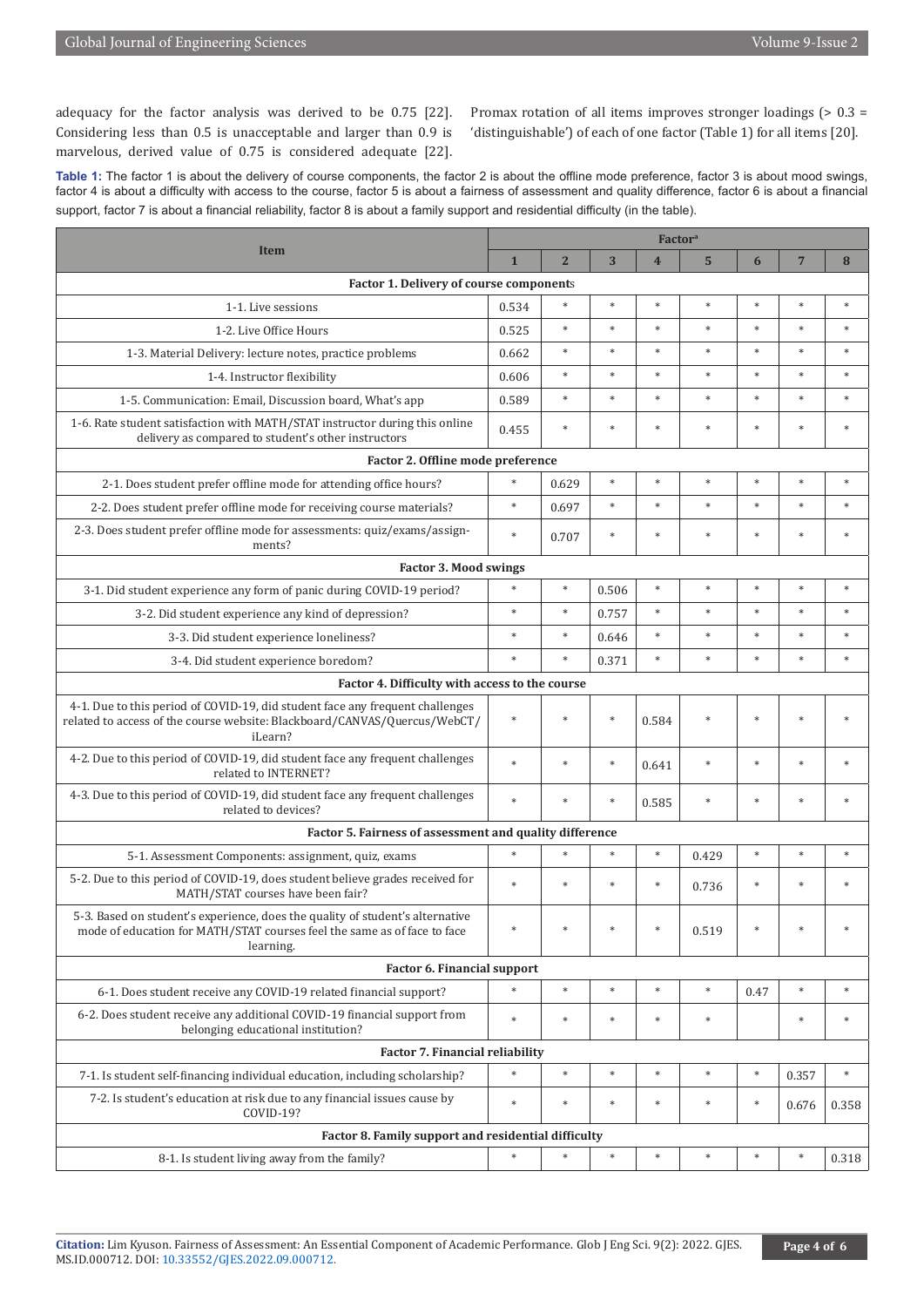adequacy for the factor analysis was derived to be 0.75 [22]. Considering less than 0.5 is unacceptable and larger than 0.9 is marvelous, derived value of 0.75 is considered adequate [22]. Promax rotation of all items improves stronger loadings (> 0.3 = 'distinguishable') of each of one factor (Table 1) for all items [20].

**Table 1:** The factor 1 is about the delivery of course components, the factor 2 is about the offline mode preference, factor 3 is about mood swings, factor 4 is about a difficulty with access to the course, factor 5 is about a fairness of assessment and quality difference, factor 6 is about a financial support, factor 7 is about a financial reliability, factor 8 is about a family support and residential difficulty (in the table).

| Item | Factor[a] | | | | | | | |
|---|---|---|---|---|---|---|---|---|
| | 1 | 2 | 3 | 4 | 5 | 6 | 7 | 8 |
| **Factor 1. Delivery of course components** | | | | | | | | |
| 1-1. Live sessions | 0.534 | * | * | * | * | * | * | * |
| 1-2. Live Office Hours | 0.525 | * | * | * | * | * | * | * |
| 1-3. Material Delivery: lecture notes, practice problems | 0.662 | * | * | * | * | * | * | * |
| 1-4. Instructor flexibility | 0.606 | * | * | * | * | * | * | * |
| 1-5. Communication: Email, Discussion board, What's app | 0.589 | * | * | * | * | * | * | * |
| 1-6. Rate student satisfaction with MATH/STAT instructor during this online delivery as compared to student's other instructors | 0.455 | * | * | * | * | * | * | * |
| **Factor 2. Offline mode preference** | | | | | | | | |
| 2-1. Does student prefer offline mode for attending office hours? | * | 0.629 | * | * | * | * | * | * |
| 2-2. Does student prefer offline mode for receiving course materials? | * | 0.697 | * | * | * | * | * | * |
| 2-3. Does student prefer offline mode for assessments: quiz/exams/assignments? | * | 0.707 | * | * | * | * | * | * |
| **Factor 3. Mood swings** | | | | | | | | |
| 3-1. Did student experience any form of panic during COVID-19 period? | * | * | 0.506 | * | * | * | * | * |
| 3-2. Did student experience any kind of depression? | * | * | 0.757 | * | * | * | * | * |
| 3-3. Did student experience loneliness? | * | * | 0.646 | * | * | * | * | * |
| 3-4. Did student experience boredom? | * | * | 0.371 | * | * | * | * | * |
| **Factor 4. Difficulty with access to the course** | | | | | | | | |
| 4-1. Due to this period of COVID-19, did student face any frequent challenges related to access of the course website: Blackboard/CANVAS/Quercus/WebCT/iLearn? | * | * | * | 0.584 | * | * | * | * |
| 4-2. Due to this period of COVID-19, did student face any frequent challenges related to INTERNET? | * | * | * | 0.641 | * | * | * | * |
| 4-3. Due to this period of COVID-19, did student face any frequent challenges related to devices? | * | * | * | 0.585 | * | * | * | * |
| **Factor 5. Fairness of assessment and quality difference** | | | | | | | | |
| 5-1. Assessment Components: assignment, quiz, exams | * | * | * | * | 0.429 | * | * | * |
| 5-2. Due to this period of COVID-19, does student believe grades received for MATH/STAT courses have been fair? | * | * | * | * | 0.736 | * | * | * |
| 5-3. Based on student's experience, does the quality of student's alternative mode of education for MATH/STAT courses feel the same as of face to face learning. | * | * | * | * | 0.519 | * | * | * |
| **Factor 6. Financial support** | | | | | | | | |
| 6-1. Does student receive any COVID-19 related financial support? | * | * | * | * | * | 0.47 | * | * |
| 6-2. Does student receive any additional COVID-19 financial support from belonging educational institution? | * | * | * | * | * | | * | * |
| **Factor 7. Financial reliability** | | | | | | | | |
| 7-1. Is student self-financing individual education, including scholarship? | * | * | * | * | * | * | 0.357 | * |
| 7-2. Is student's education at risk due to any financial issues cause by COVID-19? | * | * | * | * | * | * | 0.676 | 0.358 |
| **Factor 8. Family support and residential difficulty** | | | | | | | | |
| 8-1. Is student living away from the family? | * | * | * | * | * | * | * | 0.318 |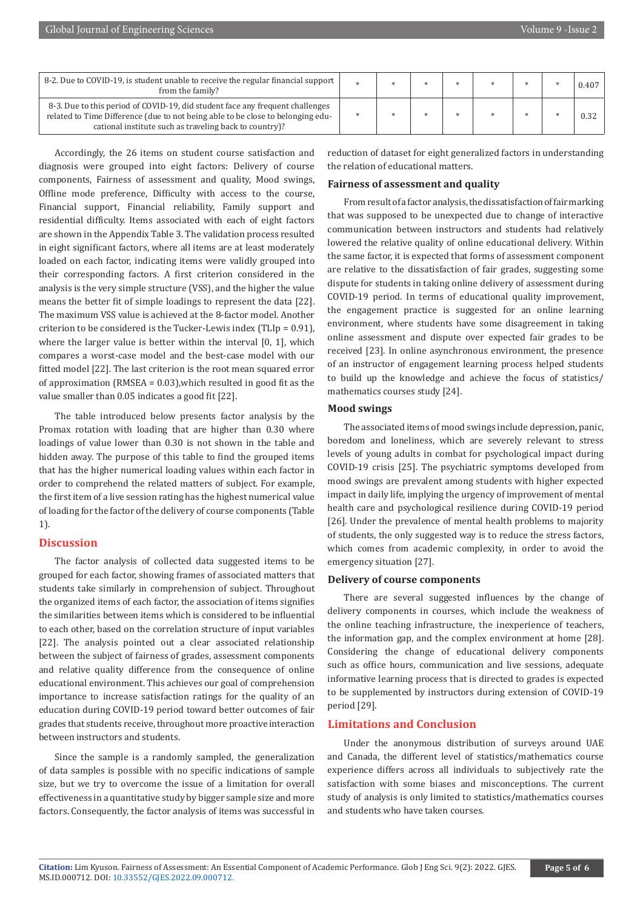| | | | | | | | | |
|---|---|---|---|---|---|---|---|---|
| 8-2. Due to COVID-19, is student unable to receive the regular financial support from the family? | * | * | * | * | * | * | * | 0.407 |
| 8-3. Due to this period of COVID-19, did student face any frequent challenges related to Time Difference (due to not being able to be close to belonging educational institute such as traveling back to country)? | * | * | * | * | * | * | * | 0.32 |

Accordingly, the 26 items on student course satisfaction and diagnosis were grouped into eight factors: Delivery of course components, Fairness of assessment and quality, Mood swings, Offline mode preference, Difficulty with access to the course, Financial support, Financial reliability, Family support and residential difficulty. Items associated with each of eight factors are shown in the Appendix Table 3. The validation process resulted in eight significant factors, where all items are at least moderately loaded on each factor, indicating items were validly grouped into their corresponding factors. A first criterion considered in the analysis is the very simple structure (VSS), and the higher the value means the better fit of simple loadings to represent the data [22]. The maximum VSS value is achieved at the 8-factor model. Another criterion to be considered is the Tucker-Lewis index (TLIp = 0.91), where the larger value is better within the interval [0, 1], which compares a worst-case model and the best-case model with our fitted model [22]. The last criterion is the root mean squared error of approximation (RMSEA = 0.03),which resulted in good fit as the value smaller than 0.05 indicates a good fit [22].

The table introduced below presents factor analysis by the Promax rotation with loading that are higher than 0.30 where loadings of value lower than 0.30 is not shown in the table and hidden away. The purpose of this table to find the grouped items that has the higher numerical loading values within each factor in order to comprehend the related matters of subject. For example, the first item of a live session rating has the highest numerical value of loading for the factor of the delivery of course components (Table 1).

## Discussion

The factor analysis of collected data suggested items to be grouped for each factor, showing frames of associated matters that students take similarly in comprehension of subject. Throughout the organized items of each factor, the association of items signifies the similarities between items which is considered to be influential to each other, based on the correlation structure of input variables [22]. The analysis pointed out a clear associated relationship between the subject of fairness of grades, assessment components and relative quality difference from the consequence of online educational environment. This achieves our goal of comprehension importance to increase satisfaction ratings for the quality of an education during COVID-19 period toward better outcomes of fair grades that students receive, throughout more proactive interaction between instructors and students.

Since the sample is a randomly sampled, the generalization of data samples is possible with no specific indications of sample size, but we try to overcome the issue of a limitation for overall effectiveness in a quantitative study by bigger sample size and more factors. Consequently, the factor analysis of items was successful in reduction of dataset for eight generalized factors in understanding the relation of educational matters.

### Fairness of assessment and quality

From result of a factor analysis, the dissatisfaction of fair marking that was supposed to be unexpected due to change of interactive communication between instructors and students had relatively lowered the relative quality of online educational delivery. Within the same factor, it is expected that forms of assessment component are relative to the dissatisfaction of fair grades, suggesting some dispute for students in taking online delivery of assessment during COVID-19 period. In terms of educational quality improvement, the engagement practice is suggested for an online learning environment, where students have some disagreement in taking online assessment and dispute over expected fair grades to be received [23]. In online asynchronous environment, the presence of an instructor of engagement learning process helped students to build up the knowledge and achieve the focus of statistics/mathematics courses study [24].

### Mood swings

The associated items of mood swings include depression, panic, boredom and loneliness, which are severely relevant to stress levels of young adults in combat for psychological impact during COVID-19 crisis [25]. The psychiatric symptoms developed from mood swings are prevalent among students with higher expected impact in daily life, implying the urgency of improvement of mental health care and psychological resilience during COVID-19 period [26]. Under the prevalence of mental health problems to majority of students, the only suggested way is to reduce the stress factors, which comes from academic complexity, in order to avoid the emergency situation [27].

### Delivery of course components

There are several suggested influences by the change of delivery components in courses, which include the weakness of the online teaching infrastructure, the inexperience of teachers, the information gap, and the complex environment at home [28]. Considering the change of educational delivery components such as office hours, communication and live sessions, adequate informative learning process that is directed to grades is expected to be supplemented by instructors during extension of COVID-19 period [29].

## Limitations and Conclusion

Under the anonymous distribution of surveys around UAE and Canada, the different level of statistics/mathematics course experience differs across all individuals to subjectively rate the satisfaction with some biases and misconceptions. The current study of analysis is only limited to statistics/mathematics courses and students who have taken courses.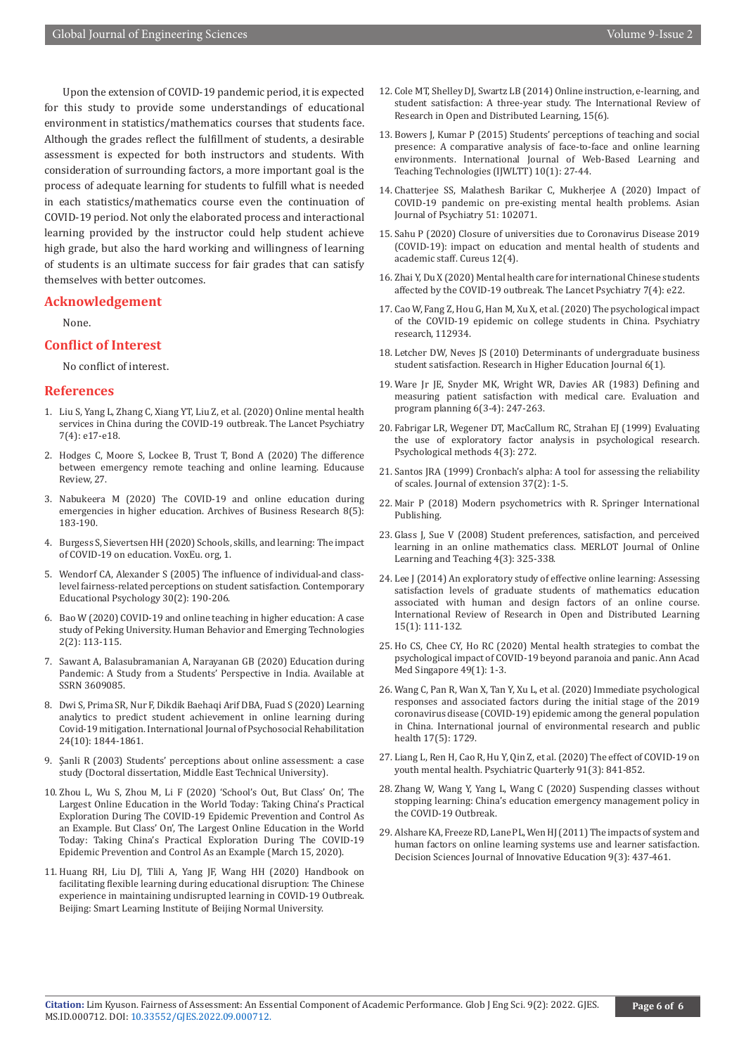Upon the extension of COVID-19 pandemic period, it is expected for this study to provide some understandings of educational environment in statistics/mathematics courses that students face. Although the grades reflect the fulfillment of students, a desirable assessment is expected for both instructors and students. With consideration of surrounding factors, a more important goal is the process of adequate learning for students to fulfill what is needed in each statistics/mathematics course even the continuation of COVID-19 period. Not only the elaborated process and interactional learning provided by the instructor could help student achieve high grade, but also the hard working and willingness of learning of students is an ultimate success for fair grades that can satisfy themselves with better outcomes.

## Acknowledgement

None.

## Conflict of Interest

No conflict of interest.

## References

1. Liu S, Yang L, Zhang C, Xiang YT, Liu Z, et al. (2020) Online mental health services in China during the COVID-19 outbreak. The Lancet Psychiatry 7(4): e17-e18.
2. Hodges C, Moore S, Lockee B, Trust T, Bond A (2020) The difference between emergency remote teaching and online learning. Educause Review, 27.
3. Nabukeera M (2020) The COVID-19 and online education during emergencies in higher education. Archives of Business Research 8(5): 183-190.
4. Burgess S, Sievertsen HH (2020) Schools, skills, and learning: The impact of COVID-19 on education. VoxEu. org, 1.
5. Wendorf CA, Alexander S (2005) The influence of individual-and class-level fairness-related perceptions on student satisfaction. Contemporary Educational Psychology 30(2): 190-206.
6. Bao W (2020) COVID-19 and online teaching in higher education: A case study of Peking University. Human Behavior and Emerging Technologies 2(2): 113-115.
7. Sawant A, Balasubramanian A, Narayanan GB (2020) Education during Pandemic: A Study from a Students' Perspective in India. Available at SSRN 3609085.
8. Dwi S, Prima SR, Nur F, Dikdik Baehaqi Arif DBA, Fuad S (2020) Learning analytics to predict student achievement in online learning during Covid-19 mitigation. International Journal of Psychosocial Rehabilitation 24(10): 1844-1861.
9. Şanli R (2003) Students' perceptions about online assessment: a case study (Doctoral dissertation, Middle East Technical University).
10. Zhou L, Wu S, Zhou M, Li F (2020) 'School's Out, But Class' On', The Largest Online Education in the World Today: Taking China's Practical Exploration During The COVID-19 Epidemic Prevention and Control As an Example. But Class' On', The Largest Online Education in the World Today: Taking China's Practical Exploration During The COVID-19 Epidemic Prevention and Control As an Example (March 15, 2020).
11. Huang RH, Liu DJ, Tlili A, Yang JF, Wang HH (2020) Handbook on facilitating flexible learning during educational disruption: The Chinese experience in maintaining undisrupted learning in COVID-19 Outbreak. Beijing: Smart Learning Institute of Beijing Normal University.
12. Cole MT, Shelley DJ, Swartz LB (2014) Online instruction, e-learning, and student satisfaction: A three-year study. The International Review of Research in Open and Distributed Learning, 15(6).
13. Bowers J, Kumar P (2015) Students' perceptions of teaching and social presence: A comparative analysis of face-to-face and online learning environments. International Journal of Web-Based Learning and Teaching Technologies (IJWLTT) 10(1): 27-44.
14. Chatterjee SS, Malathesh Barikar C, Mukherjee A (2020) Impact of COVID-19 pandemic on pre-existing mental health problems. Asian Journal of Psychiatry 51: 102071.
15. Sahu P (2020) Closure of universities due to Coronavirus Disease 2019 (COVID-19): impact on education and mental health of students and academic staff. Cureus 12(4).
16. Zhai Y, Du X (2020) Mental health care for international Chinese students affected by the COVID-19 outbreak. The Lancet Psychiatry 7(4): e22.
17. Cao W, Fang Z, Hou G, Han M, Xu X, et al. (2020) The psychological impact of the COVID-19 epidemic on college students in China. Psychiatry research, 112934.
18. Letcher DW, Neves JS (2010) Determinants of undergraduate business student satisfaction. Research in Higher Education Journal 6(1).
19. Ware Jr JE, Snyder MK, Wright WR, Davies AR (1983) Defining and measuring patient satisfaction with medical care. Evaluation and program planning 6(3-4): 247-263.
20. Fabrigar LR, Wegener DT, MacCallum RC, Strahan EJ (1999) Evaluating the use of exploratory factor analysis in psychological research. Psychological methods 4(3): 272.
21. Santos JRA (1999) Cronbach's alpha: A tool for assessing the reliability of scales. Journal of extension 37(2): 1-5.
22. Mair P (2018) Modern psychometrics with R. Springer International Publishing.
23. Glass J, Sue V (2008) Student preferences, satisfaction, and perceived learning in an online mathematics class. MERLOT Journal of Online Learning and Teaching 4(3): 325-338.
24. Lee J (2014) An exploratory study of effective online learning: Assessing satisfaction levels of graduate students of mathematics education associated with human and design factors of an online course. International Review of Research in Open and Distributed Learning 15(1): 111-132.
25. Ho CS, Chee CY, Ho RC (2020) Mental health strategies to combat the psychological impact of COVID-19 beyond paranoia and panic. Ann Acad Med Singapore 49(1): 1-3.
26. Wang C, Pan R, Wan X, Tan Y, Xu L, et al. (2020) Immediate psychological responses and associated factors during the initial stage of the 2019 coronavirus disease (COVID-19) epidemic among the general population in China. International journal of environmental research and public health 17(5): 1729.
27. Liang L, Ren H, Cao R, Hu Y, Qin Z, et al. (2020) The effect of COVID-19 on youth mental health. Psychiatric Quarterly 91(3): 841-852.
28. Zhang W, Wang Y, Yang L, Wang C (2020) Suspending classes without stopping learning: China's education emergency management policy in the COVID-19 Outbreak.
29. Alshare KA, Freeze RD, Lane PL, Wen HJ (2011) The impacts of system and human factors on online learning systems use and learner satisfaction. Decision Sciences Journal of Innovative Education 9(3): 437-461.